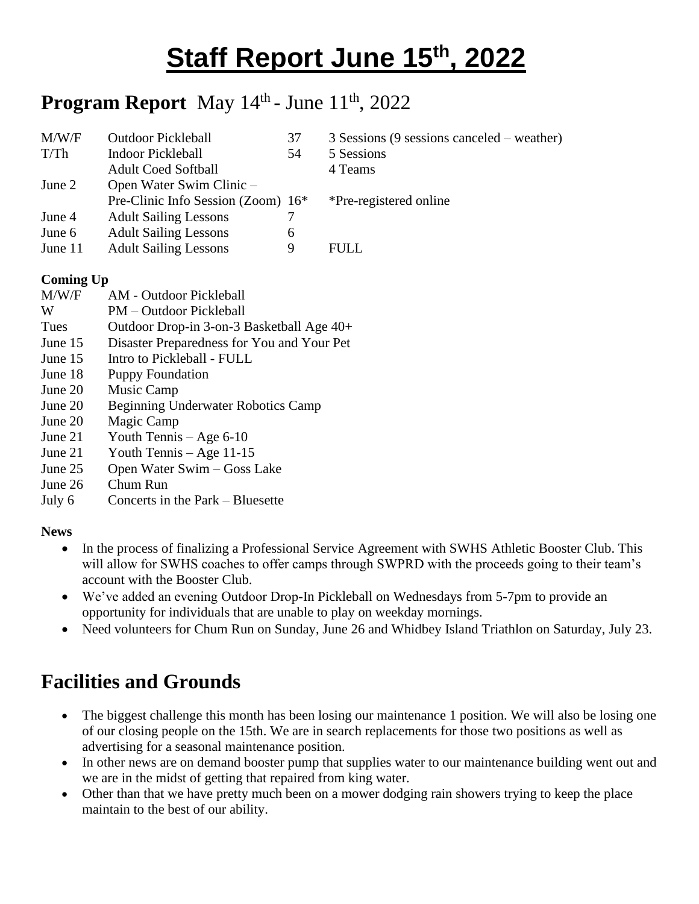# Staff Report June 15th, 2022

## **Program Report** May 14th - June 11th, 2022

| | | | |
|---|---|---|---|
| M/W/F | Outdoor Pickleball | 37 | 3 Sessions (9 sessions canceled – weather) |
| T/Th | Indoor Pickleball | 54 | 5 Sessions |
| | Adult Coed Softball | | 4 Teams |
| June 2 | Open Water Swim Clinic – Pre-Clinic Info Session (Zoom) | 16* | *Pre-registered online |
| June 4 | Adult Sailing Lessons | 7 | |
| June 6 | Adult Sailing Lessons | 6 | |
| June 11 | Adult Sailing Lessons | 9 | FULL |

**Coming Up**

| | |
|---|---|
| M/W/F | AM - Outdoor Pickleball |
| W | PM – Outdoor Pickleball |
| Tues | Outdoor Drop-in 3-on-3 Basketball Age 40+ |
| June 15 | Disaster Preparedness for You and Your Pet |
| June 15 | Intro to Pickleball - FULL |
| June 18 | Puppy Foundation |
| June 20 | Music Camp |
| June 20 | Beginning Underwater Robotics Camp |
| June 20 | Magic Camp |
| June 21 | Youth Tennis – Age 6-10 |
| June 21 | Youth Tennis – Age 11-15 |
| June 25 | Open Water Swim – Goss Lake |
| June 26 | Chum Run |
| July 6 | Concerts in the Park – Bluesette |

**News**

- In the process of finalizing a Professional Service Agreement with SWHS Athletic Booster Club. This will allow for SWHS coaches to offer camps through SWPRD with the proceeds going to their team's account with the Booster Club.
- We've added an evening Outdoor Drop-In Pickleball on Wednesdays from 5-7pm to provide an opportunity for individuals that are unable to play on weekday mornings.
- Need volunteers for Chum Run on Sunday, June 26 and Whidbey Island Triathlon on Saturday, July 23.

## Facilities and Grounds

- The biggest challenge this month has been losing our maintenance 1 position. We will also be losing one of our closing people on the 15th. We are in search replacements for those two positions as well as advertising for a seasonal maintenance position.
- In other news are on demand booster pump that supplies water to our maintenance building went out and we are in the midst of getting that repaired from king water.
- Other than that we have pretty much been on a mower dodging rain showers trying to keep the place maintain to the best of our ability.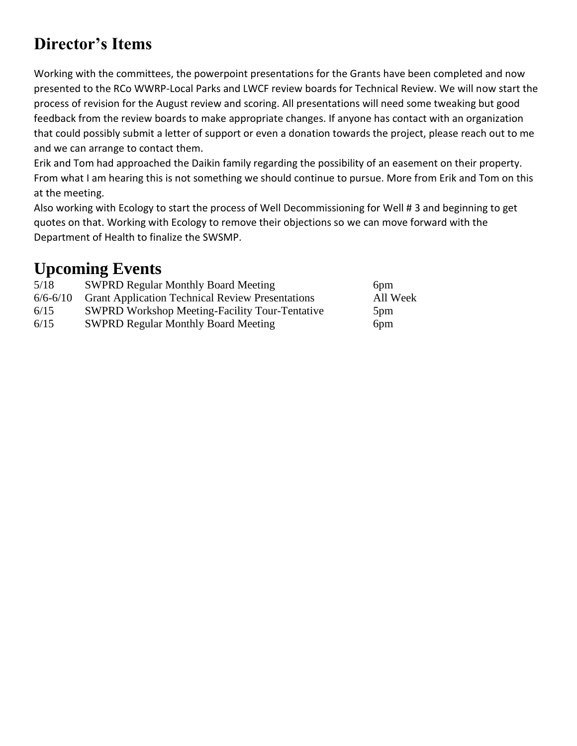## Director's Items

Working with the committees, the powerpoint presentations for the Grants have been completed and now presented to the RCo WWRP-Local Parks and LWCF review boards for Technical Review. We will now start the process of revision for the August review and scoring. All presentations will need some tweaking but good feedback from the review boards to make appropriate changes. If anyone has contact with an organization that could possibly submit a letter of support or even a donation towards the project, please reach out to me and we can arrange to contact them.

Erik and Tom had approached the Daikin family regarding the possibility of an easement on their property. From what I am hearing this is not something we should continue to pursue. More from Erik and Tom on this at the meeting.

Also working with Ecology to start the process of Well Decommissioning for Well # 3 and beginning to get quotes on that. Working with Ecology to remove their objections so we can move forward with the Department of Health to finalize the SWSMP.

## Upcoming Events

| | | |
|---|---|---|
| 5/18 | SWPRD Regular Monthly Board Meeting | 6pm |
| 6/6-6/10 | Grant Application Technical Review Presentations | All Week |
| 6/15 | SWPRD Workshop Meeting-Facility Tour-Tentative | 5pm |
| 6/15 | SWPRD Regular Monthly Board Meeting | 6pm |